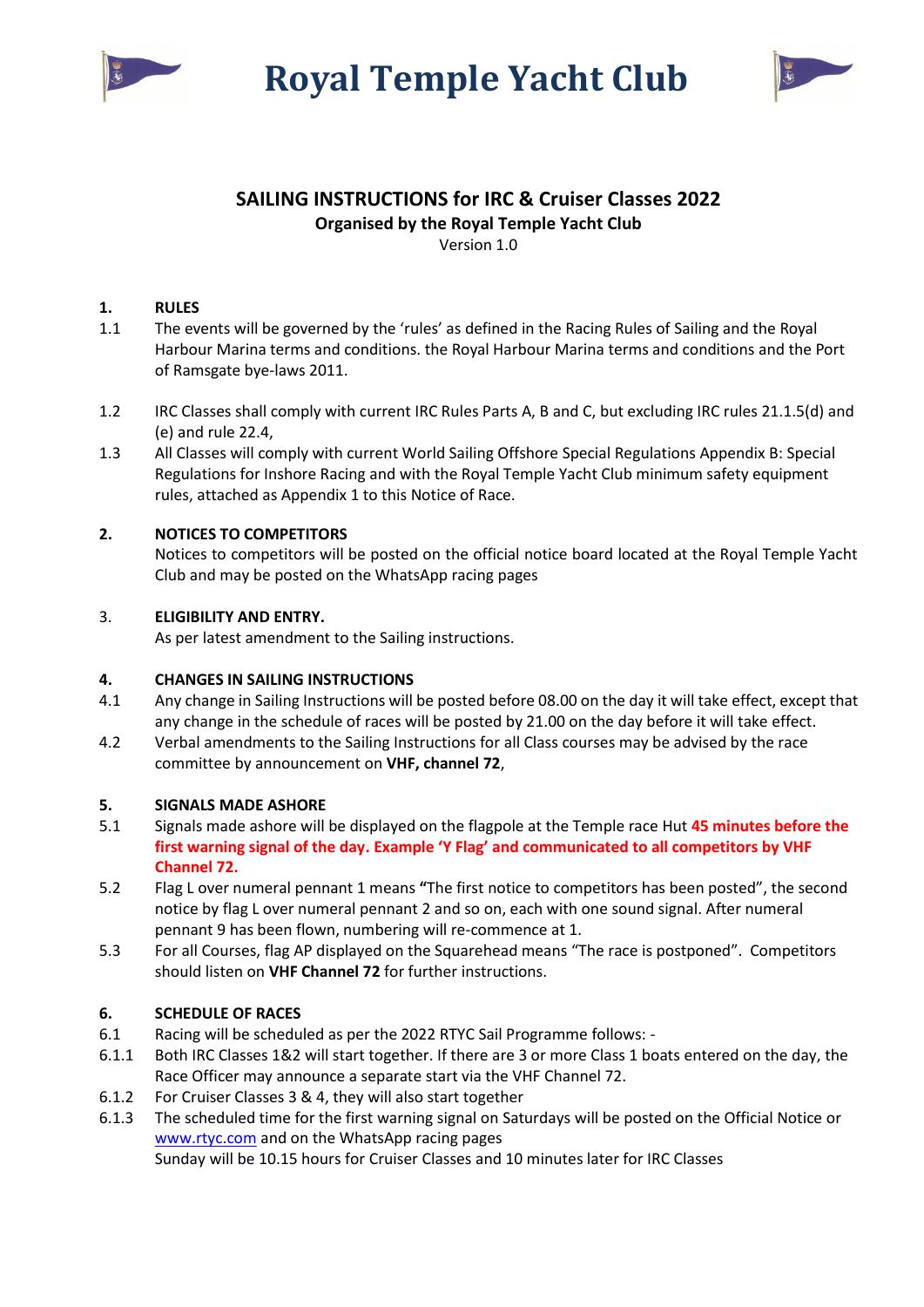# Royal Temple Yacht Club

## SAILING INSTRUCTIONS for IRC & Cruiser Classes 2022

**Organised by the Royal Temple Yacht Club**

Version 1.0

**1. RULES**

1.1 The events will be governed by the 'rules' as defined in the Racing Rules of Sailing and the Royal Harbour Marina terms and conditions. the Royal Harbour Marina terms and conditions and the Port of Ramsgate bye-laws 2011.

1.2 IRC Classes shall comply with current IRC Rules Parts A, B and C, but excluding IRC rules 21.1.5(d) and (e) and rule 22.4,

1.3 All Classes will comply with current World Sailing Offshore Special Regulations Appendix B: Special Regulations for Inshore Racing and with the Royal Temple Yacht Club minimum safety equipment rules, attached as Appendix 1 to this Notice of Race.

**2. NOTICES TO COMPETITORS**

Notices to competitors will be posted on the official notice board located at the Royal Temple Yacht Club and may be posted on the WhatsApp racing pages

3. **ELIGIBILITY AND ENTRY.**

As per latest amendment to the Sailing instructions.

**4. CHANGES IN SAILING INSTRUCTIONS**

4.1 Any change in Sailing Instructions will be posted before 08.00 on the day it will take effect, except that any change in the schedule of races will be posted by 21.00 on the day before it will take effect.

4.2 Verbal amendments to the Sailing Instructions for all Class courses may be advised by the race committee by announcement on **VHF, channel 72**,

**5. SIGNALS MADE ASHORE**

5.1 Signals made ashore will be displayed on the flagpole at the Temple race Hut **45 minutes before the first warning signal of the day. Example 'Y Flag' and communicated to all competitors by VHF Channel 72.**

5.2 Flag L over numeral pennant 1 means **"**The first notice to competitors has been posted", the second notice by flag L over numeral pennant 2 and so on, each with one sound signal. After numeral pennant 9 has been flown, numbering will re-commence at 1.

5.3 For all Courses, flag AP displayed on the Squarehead means "The race is postponed". Competitors should listen on **VHF Channel 72** for further instructions.

**6. SCHEDULE OF RACES**

6.1 Racing will be scheduled as per the 2022 RTYC Sail Programme follows: -

6.1.1 Both IRC Classes 1&2 will start together. If there are 3 or more Class 1 boats entered on the day, the Race Officer may announce a separate start via the VHF Channel 72.

6.1.2 For Cruiser Classes 3 & 4, they will also start together

6.1.3 The scheduled time for the first warning signal on Saturdays will be posted on the Official Notice or [www.rtyc.com](http://www.rtyc.com) and on the WhatsApp racing pages

Sunday will be 10.15 hours for Cruiser Classes and 10 minutes later for IRC Classes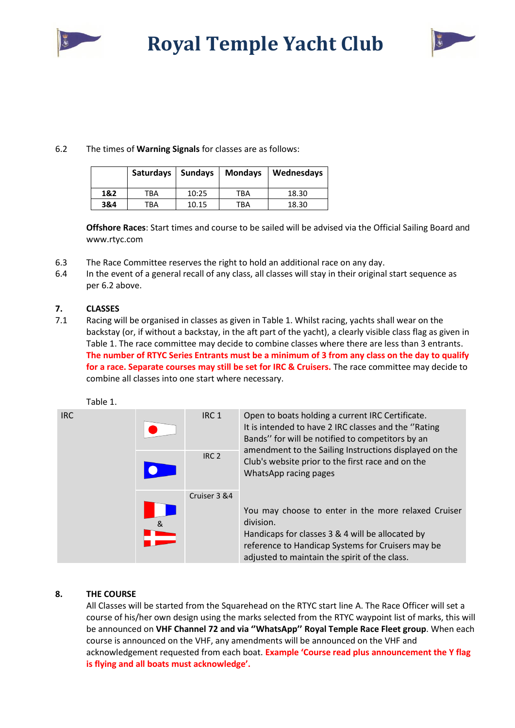6.2 The times of **Warning Signals** for classes are as follows:

| | Saturdays | Sundays | Mondays | Wednesdays |
|---|---|---|---|---|
| **1&2** | TBA | 10:25 | TBA | 18.30 |
| **3&4** | TBA | 10.15 | TBA | 18.30 |

**Offshore Races**: Start times and course to be sailed will be advised via the Official Sailing Board and www.rtyc.com

6.3 The Race Committee reserves the right to hold an additional race on any day.

6.4 In the event of a general recall of any class, all classes will stay in their original start sequence as per 6.2 above.

## 7. CLASSES

7.1 Racing will be organised in classes as given in Table 1. Whilst racing, yachts shall wear on the backstay (or, if without a backstay, in the aft part of the yacht), a clearly visible class flag as given in Table 1. The race committee may decide to combine classes where there are less than 3 entrants. **The number of RTYC Series Entrants must be a minimum of 3 from any class on the day to qualify for a race. Separate courses may still be set for IRC & Cruisers.** The race committee may decide to combine all classes into one start where necessary.

Table 1.

| IRC | Flag | Class | Description |
|---|---|---|---|
| | | IRC 1 | Open to boats holding a current IRC Certificate. It is intended to have 2 IRC classes and the ''Rating Bands'' for will be notified to competitors by an amendment to the Sailing Instructions displayed on the Club's website prior to the first race and on the WhatsApp racing pages |
| | | IRC 2 | |
| | & | Cruiser 3 &4 | You may choose to enter in the more relaxed Cruiser division. Handicaps for classes 3 & 4 will be allocated by reference to Handicap Systems for Cruisers may be adjusted to maintain the spirit of the class. |

## 8. THE COURSE

All Classes will be started from the Squarehead on the RTYC start line A. The Race Officer will set a course of his/her own design using the marks selected from the RTYC waypoint list of marks, this will be announced on **VHF Channel 72 and via ''WhatsApp'' Royal Temple Race Fleet group**. When each course is announced on the VHF, any amendments will be announced on the VHF and acknowledgement requested from each boat. **Example 'Course read plus announcement the Y flag is flying and all boats must acknowledge'.**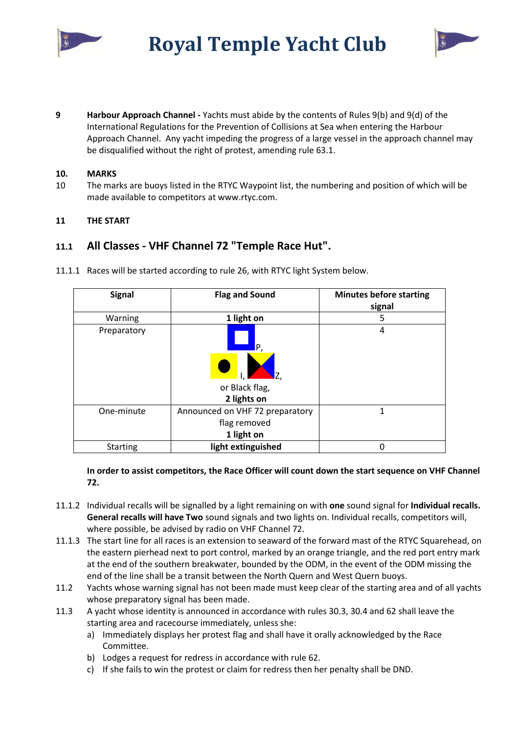**9** **Harbour Approach Channel -** Yachts must abide by the contents of Rules 9(b) and 9(d) of the International Regulations for the Prevention of Collisions at Sea when entering the Harbour Approach Channel. Any yacht impeding the progress of a large vessel in the approach channel may be disqualified without the right of protest, amending rule 63.1.

**10. MARKS**

10 The marks are buoys listed in the RTYC Waypoint list, the numbering and position of which will be made available to competitors at www.rtyc.com.

**11 THE START**

## 11.1 All Classes - VHF Channel 72 "Temple Race Hut".

11.1.1 Races will be started according to rule 26, with RTYC light System below.

| Signal | Flag and Sound | Minutes before starting signal |
|---|---|---|
| Warning | **1 light on** | 5 |
| Preparatory | P, I, Z, or Black flag, **2 lights on** | 4 |
| One-minute | Announced on VHF 72 preparatory flag removed **1 light on** | 1 |
| Starting | **light extinguished** | 0 |

**In order to assist competitors, the Race Officer will count down the start sequence on VHF Channel 72.**

11.1.2 Individual recalls will be signalled by a light remaining on with **one** sound signal for **Individual recalls. General recalls will have Two** sound signals and two lights on. Individual recalls, competitors will, where possible, be advised by radio on VHF Channel 72.

11.1.3 The start line for all races is an extension to seaward of the forward mast of the RTYC Squarehead, on the eastern pierhead next to port control, marked by an orange triangle, and the red port entry mark at the end of the southern breakwater, bounded by the ODM, in the event of the ODM missing the end of the line shall be a transit between the North Quern and West Quern buoys.

11.2 Yachts whose warning signal has not been made must keep clear of the starting area and of all yachts whose preparatory signal has been made.

11.3 A yacht whose identity is announced in accordance with rules 30.3, 30.4 and 62 shall leave the starting area and racecourse immediately, unless she:

a) Immediately displays her protest flag and shall have it orally acknowledged by the Race Committee.
b) Lodges a request for redress in accordance with rule 62.
c) If she fails to win the protest or claim for redress then her penalty shall be DND.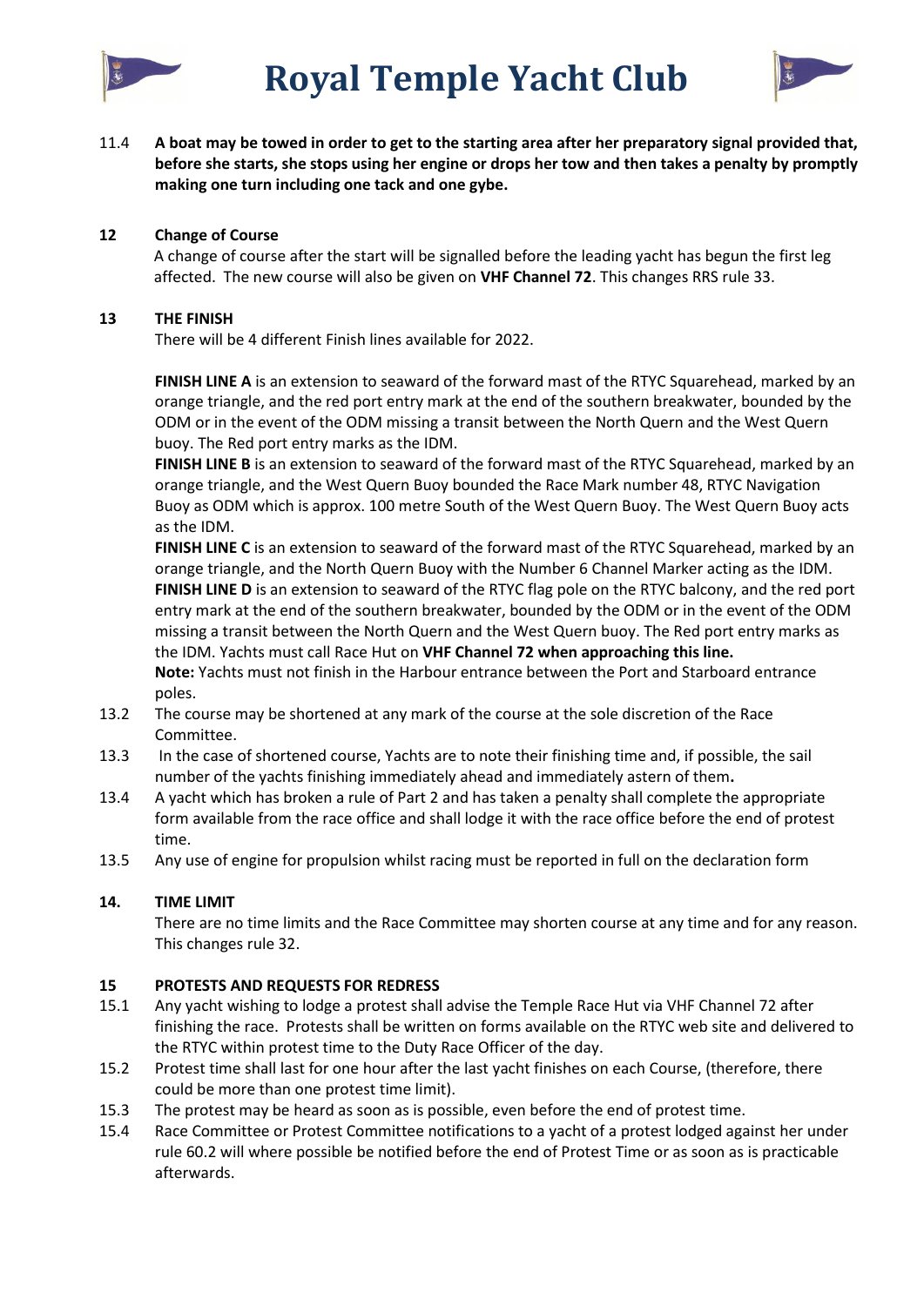11.4 **A boat may be towed in order to get to the starting area after her preparatory signal provided that, before she starts, she stops using her engine or drops her tow and then takes a penalty by promptly making one turn including one tack and one gybe.**

## 12 Change of Course

A change of course after the start will be signalled before the leading yacht has begun the first leg affected. The new course will also be given on **VHF Channel 72**. This changes RRS rule 33.

## 13 THE FINISH

There will be 4 different Finish lines available for 2022.

**FINISH LINE A** is an extension to seaward of the forward mast of the RTYC Squarehead, marked by an orange triangle, and the red port entry mark at the end of the southern breakwater, bounded by the ODM or in the event of the ODM missing a transit between the North Quern and the West Quern buoy. The Red port entry marks as the IDM.

**FINISH LINE B** is an extension to seaward of the forward mast of the RTYC Squarehead, marked by an orange triangle, and the West Quern Buoy bounded the Race Mark number 48, RTYC Navigation Buoy as ODM which is approx. 100 metre South of the West Quern Buoy. The West Quern Buoy acts as the IDM.

**FINISH LINE C** is an extension to seaward of the forward mast of the RTYC Squarehead, marked by an orange triangle, and the North Quern Buoy with the Number 6 Channel Marker acting as the IDM.

**FINISH LINE D** is an extension to seaward of the RTYC flag pole on the RTYC balcony, and the red port entry mark at the end of the southern breakwater, bounded by the ODM or in the event of the ODM missing a transit between the North Quern and the West Quern buoy. The Red port entry marks as the IDM. Yachts must call Race Hut on **VHF Channel 72 when approaching this line.**

**Note:** Yachts must not finish in the Harbour entrance between the Port and Starboard entrance poles.

13.2 The course may be shortened at any mark of the course at the sole discretion of the Race Committee.

13.3 In the case of shortened course, Yachts are to note their finishing time and, if possible, the sail number of the yachts finishing immediately ahead and immediately astern of them**.**

13.4 A yacht which has broken a rule of Part 2 and has taken a penalty shall complete the appropriate form available from the race office and shall lodge it with the race office before the end of protest time.

13.5 Any use of engine for propulsion whilst racing must be reported in full on the declaration form

## 14. TIME LIMIT

There are no time limits and the Race Committee may shorten course at any time and for any reason. This changes rule 32.

## 15 PROTESTS AND REQUESTS FOR REDRESS

15.1 Any yacht wishing to lodge a protest shall advise the Temple Race Hut via VHF Channel 72 after finishing the race. Protests shall be written on forms available on the RTYC web site and delivered to the RTYC within protest time to the Duty Race Officer of the day.

15.2 Protest time shall last for one hour after the last yacht finishes on each Course, (therefore, there could be more than one protest time limit).

15.3 The protest may be heard as soon as is possible, even before the end of protest time.

15.4 Race Committee or Protest Committee notifications to a yacht of a protest lodged against her under rule 60.2 will where possible be notified before the end of Protest Time or as soon as is practicable afterwards.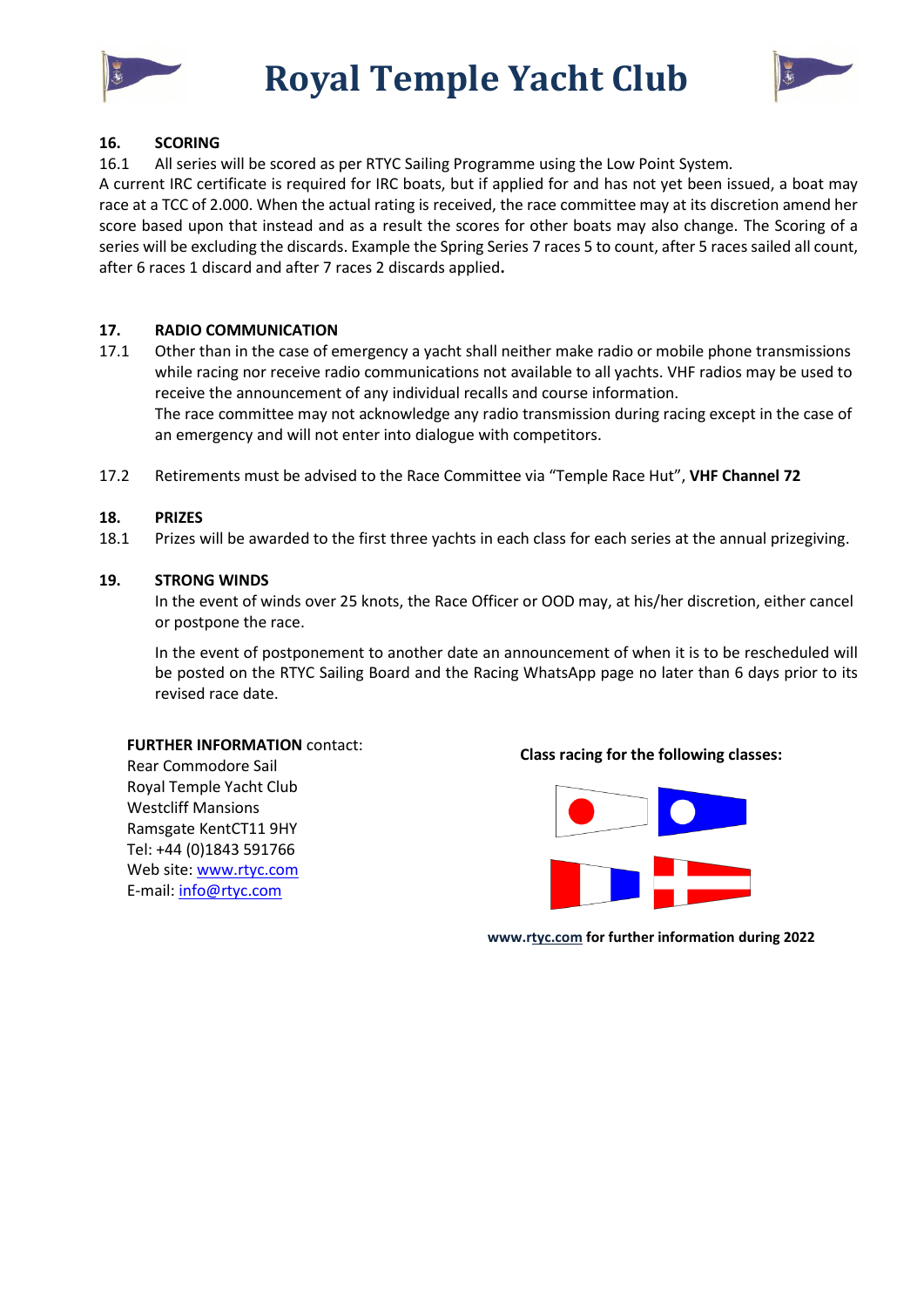# Royal Temple Yacht Club

**16. SCORING**

16.1 All series will be scored as per RTYC Sailing Programme using the Low Point System.

A current IRC certificate is required for IRC boats, but if applied for and has not yet been issued, a boat may race at a TCC of 2.000. When the actual rating is received, the race committee may at its discretion amend her score based upon that instead and as a result the scores for other boats may also change. The Scoring of a series will be excluding the discards. Example the Spring Series 7 races 5 to count, after 5 races sailed all count, after 6 races 1 discard and after 7 races 2 discards applied**.**

**17. RADIO COMMUNICATION**

17.1 Other than in the case of emergency a yacht shall neither make radio or mobile phone transmissions while racing nor receive radio communications not available to all yachts. VHF radios may be used to receive the announcement of any individual recalls and course information.
The race committee may not acknowledge any radio transmission during racing except in the case of an emergency and will not enter into dialogue with competitors.

17.2 Retirements must be advised to the Race Committee via "Temple Race Hut", **VHF Channel 72**

**18. PRIZES**

18.1 Prizes will be awarded to the first three yachts in each class for each series at the annual prizegiving.

**19. STRONG WINDS**

In the event of winds over 25 knots, the Race Officer or OOD may, at his/her discretion, either cancel or postpone the race.

In the event of postponement to another date an announcement of when it is to be rescheduled will be posted on the RTYC Sailing Board and the Racing WhatsApp page no later than 6 days prior to its revised race date.

**FURTHER INFORMATION** contact:
Rear Commodore Sail
Royal Temple Yacht Club
Westcliff Mansions
Ramsgate KentCT11 9HY
Tel: +44 (0)1843 591766
Web site: www.rtyc.com
E-mail: info@rtyc.com

**Class racing for the following classes:**

**www.rtyc.com for further information during 2022**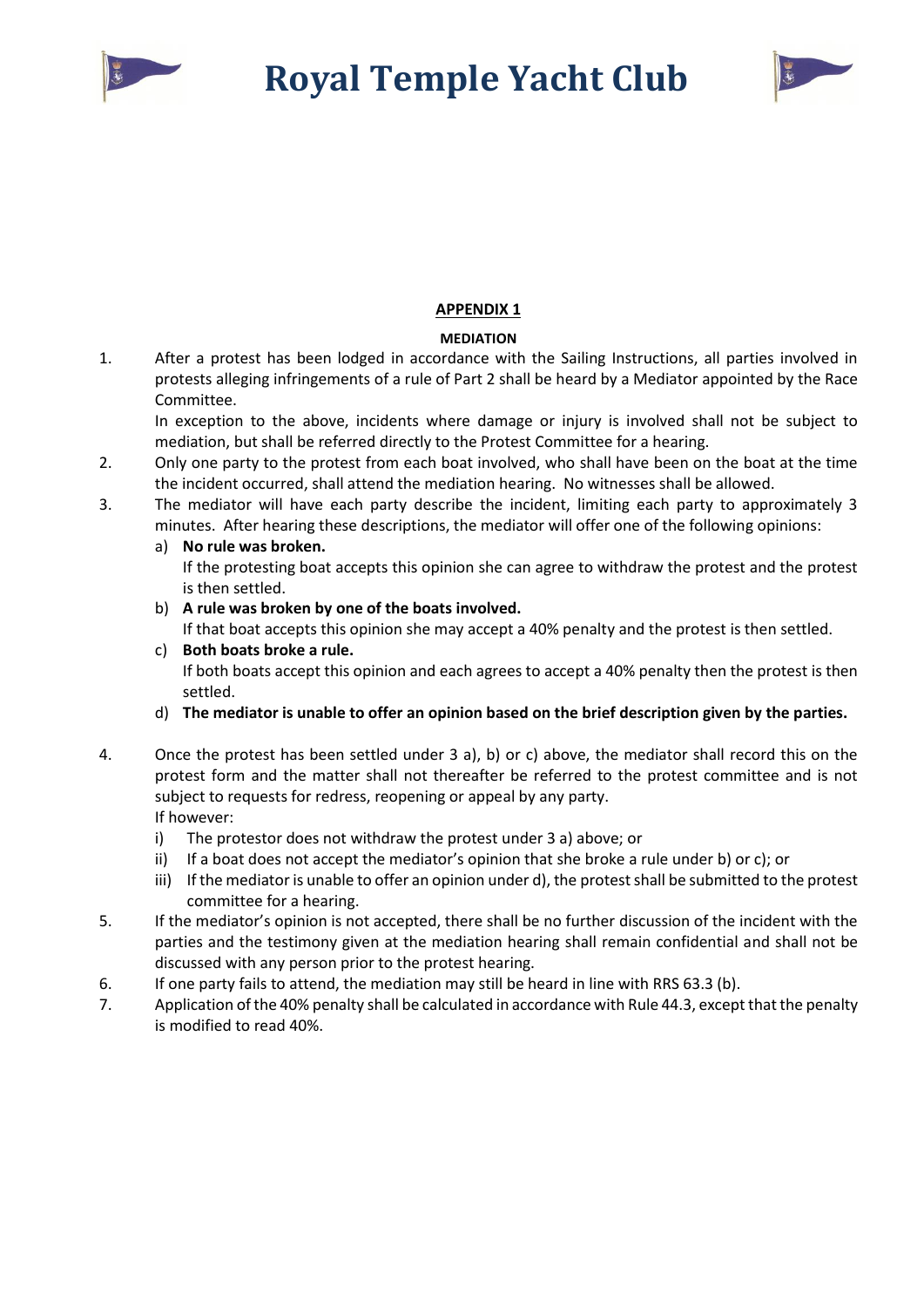## APPENDIX 1

### MEDIATION

1. After a protest has been lodged in accordance with the Sailing Instructions, all parties involved in protests alleging infringements of a rule of Part 2 shall be heard by a Mediator appointed by the Race Committee.

   In exception to the above, incidents where damage or injury is involved shall not be subject to mediation, but shall be referred directly to the Protest Committee for a hearing.

2. Only one party to the protest from each boat involved, who shall have been on the boat at the time the incident occurred, shall attend the mediation hearing. No witnesses shall be allowed.

3. The mediator will have each party describe the incident, limiting each party to approximately 3 minutes. After hearing these descriptions, the mediator will offer one of the following opinions:

   a) **No rule was broken.**
      If the protesting boat accepts this opinion she can agree to withdraw the protest and the protest is then settled.

   b) **A rule was broken by one of the boats involved.**
      If that boat accepts this opinion she may accept a 40% penalty and the protest is then settled.

   c) **Both boats broke a rule.**
      If both boats accept this opinion and each agrees to accept a 40% penalty then the protest is then settled.

   d) **The mediator is unable to offer an opinion based on the brief description given by the parties.**

4. Once the protest has been settled under 3 a), b) or c) above, the mediator shall record this on the protest form and the matter shall not thereafter be referred to the protest committee and is not subject to requests for redress, reopening or appeal by any party.

   If however:

   i) The protestor does not withdraw the protest under 3 a) above; or
   ii) If a boat does not accept the mediator's opinion that she broke a rule under b) or c); or
   iii) If the mediator is unable to offer an opinion under d), the protest shall be submitted to the protest committee for a hearing.

5. If the mediator's opinion is not accepted, there shall be no further discussion of the incident with the parties and the testimony given at the mediation hearing shall remain confidential and shall not be discussed with any person prior to the protest hearing.

6. If one party fails to attend, the mediation may still be heard in line with RRS 63.3 (b).

7. Application of the 40% penalty shall be calculated in accordance with Rule 44.3, except that the penalty is modified to read 40%.